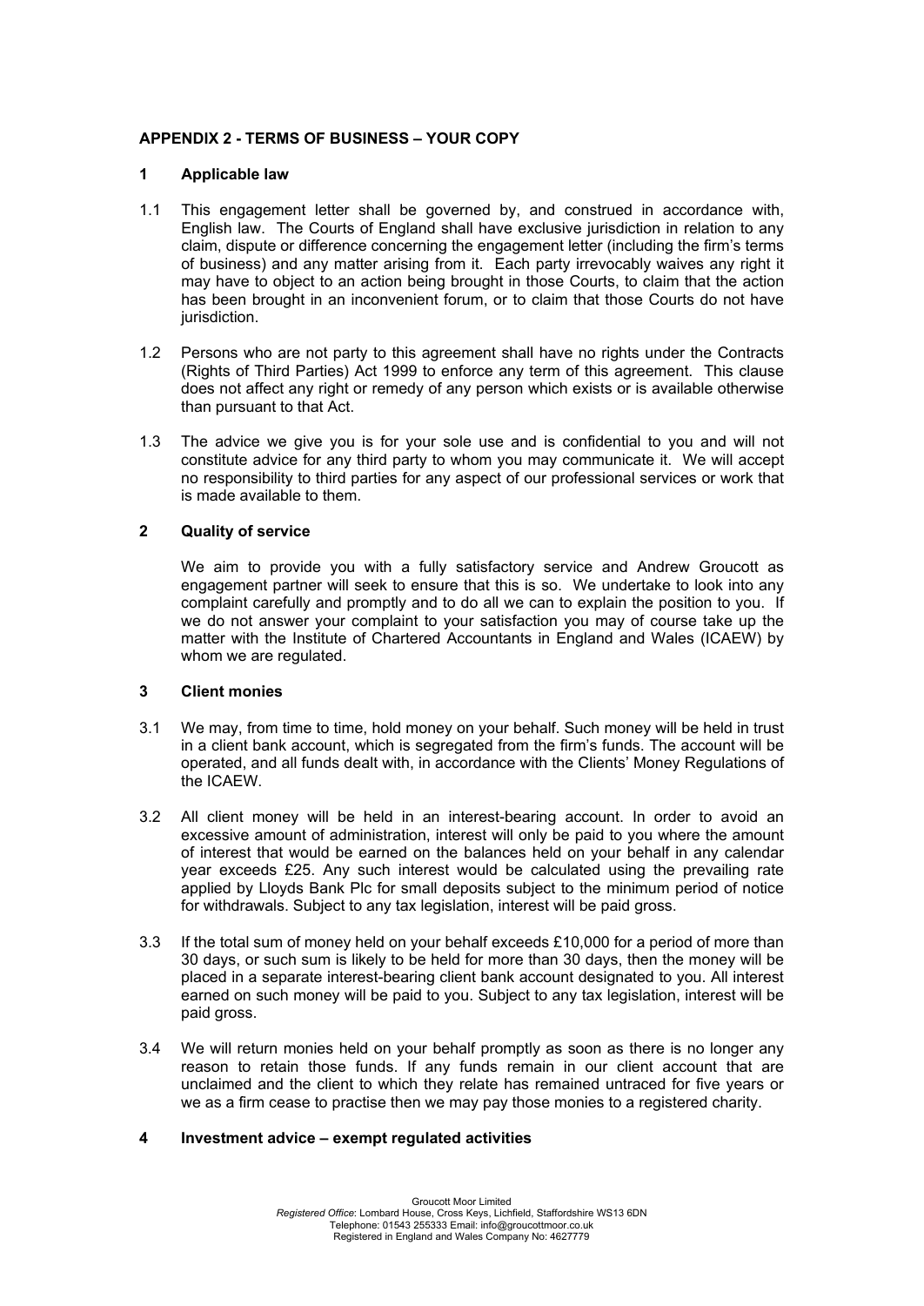## APPENDIX 2 - TERMS OF BUSINESS – YOUR COPY

### 1 Applicable law

1.1 This engagement letter shall be governed by, and construed in accordance with, English law. The Courts of England shall have exclusive jurisdiction in relation to any claim, dispute or difference concerning the engagement letter (including the firm's terms of business) and any matter arising from it. Each party irrevocably waives any right it may have to object to an action being brought in those Courts, to claim that the action has been brought in an inconvenient forum, or to claim that those Courts do not have jurisdiction.

1.2 Persons who are not party to this agreement shall have no rights under the Contracts (Rights of Third Parties) Act 1999 to enforce any term of this agreement. This clause does not affect any right or remedy of any person which exists or is available otherwise than pursuant to that Act.

1.3 The advice we give you is for your sole use and is confidential to you and will not constitute advice for any third party to whom you may communicate it. We will accept no responsibility to third parties for any aspect of our professional services or work that is made available to them.

### 2 Quality of service

We aim to provide you with a fully satisfactory service and Andrew Groucott as engagement partner will seek to ensure that this is so. We undertake to look into any complaint carefully and promptly and to do all we can to explain the position to you. If we do not answer your complaint to your satisfaction you may of course take up the matter with the Institute of Chartered Accountants in England and Wales (ICAEW) by whom we are regulated.

### 3 Client monies

3.1 We may, from time to time, hold money on your behalf. Such money will be held in trust in a client bank account, which is segregated from the firm's funds. The account will be operated, and all funds dealt with, in accordance with the Clients' Money Regulations of the ICAEW.

3.2 All client money will be held in an interest-bearing account. In order to avoid an excessive amount of administration, interest will only be paid to you where the amount of interest that would be earned on the balances held on your behalf in any calendar year exceeds £25. Any such interest would be calculated using the prevailing rate applied by Lloyds Bank Plc for small deposits subject to the minimum period of notice for withdrawals. Subject to any tax legislation, interest will be paid gross.

3.3 If the total sum of money held on your behalf exceeds £10,000 for a period of more than 30 days, or such sum is likely to be held for more than 30 days, then the money will be placed in a separate interest-bearing client bank account designated to you. All interest earned on such money will be paid to you. Subject to any tax legislation, interest will be paid gross.

3.4 We will return monies held on your behalf promptly as soon as there is no longer any reason to retain those funds. If any funds remain in our client account that are unclaimed and the client to which they relate has remained untraced for five years or we as a firm cease to practise then we may pay those monies to a registered charity.

### 4 Investment advice – exempt regulated activities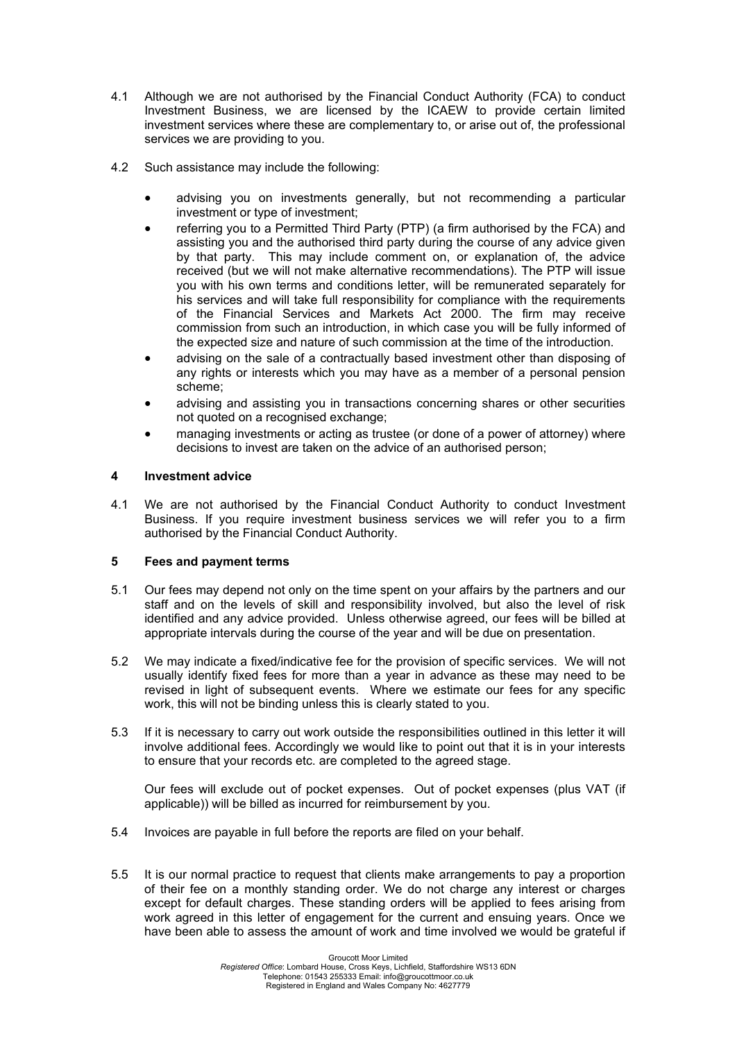4.1 Although we are not authorised by the Financial Conduct Authority (FCA) to conduct Investment Business, we are licensed by the ICAEW to provide certain limited investment services where these are complementary to, or arise out of, the professional services we are providing to you.

4.2 Such assistance may include the following:

- advising you on investments generally, but not recommending a particular investment or type of investment;
- referring you to a Permitted Third Party (PTP) (a firm authorised by the FCA) and assisting you and the authorised third party during the course of any advice given by that party. This may include comment on, or explanation of, the advice received (but we will not make alternative recommendations). The PTP will issue you with his own terms and conditions letter, will be remunerated separately for his services and will take full responsibility for compliance with the requirements of the Financial Services and Markets Act 2000. The firm may receive commission from such an introduction, in which case you will be fully informed of the expected size and nature of such commission at the time of the introduction.
- advising on the sale of a contractually based investment other than disposing of any rights or interests which you may have as a member of a personal pension scheme;
- advising and assisting you in transactions concerning shares or other securities not quoted on a recognised exchange;
- managing investments or acting as trustee (or done of a power of attorney) where decisions to invest are taken on the advice of an authorised person;

## 4 Investment advice

4.1 We are not authorised by the Financial Conduct Authority to conduct Investment Business. If you require investment business services we will refer you to a firm authorised by the Financial Conduct Authority.

## 5 Fees and payment terms

5.1 Our fees may depend not only on the time spent on your affairs by the partners and our staff and on the levels of skill and responsibility involved, but also the level of risk identified and any advice provided. Unless otherwise agreed, our fees will be billed at appropriate intervals during the course of the year and will be due on presentation.

5.2 We may indicate a fixed/indicative fee for the provision of specific services. We will not usually identify fixed fees for more than a year in advance as these may need to be revised in light of subsequent events. Where we estimate our fees for any specific work, this will not be binding unless this is clearly stated to you.

5.3 If it is necessary to carry out work outside the responsibilities outlined in this letter it will involve additional fees. Accordingly we would like to point out that it is in your interests to ensure that your records etc. are completed to the agreed stage.

Our fees will exclude out of pocket expenses. Out of pocket expenses (plus VAT (if applicable)) will be billed as incurred for reimbursement by you.

5.4 Invoices are payable in full before the reports are filed on your behalf.

5.5 It is our normal practice to request that clients make arrangements to pay a proportion of their fee on a monthly standing order. We do not charge any interest or charges except for default charges. These standing orders will be applied to fees arising from work agreed in this letter of engagement for the current and ensuing years. Once we have been able to assess the amount of work and time involved we would be grateful if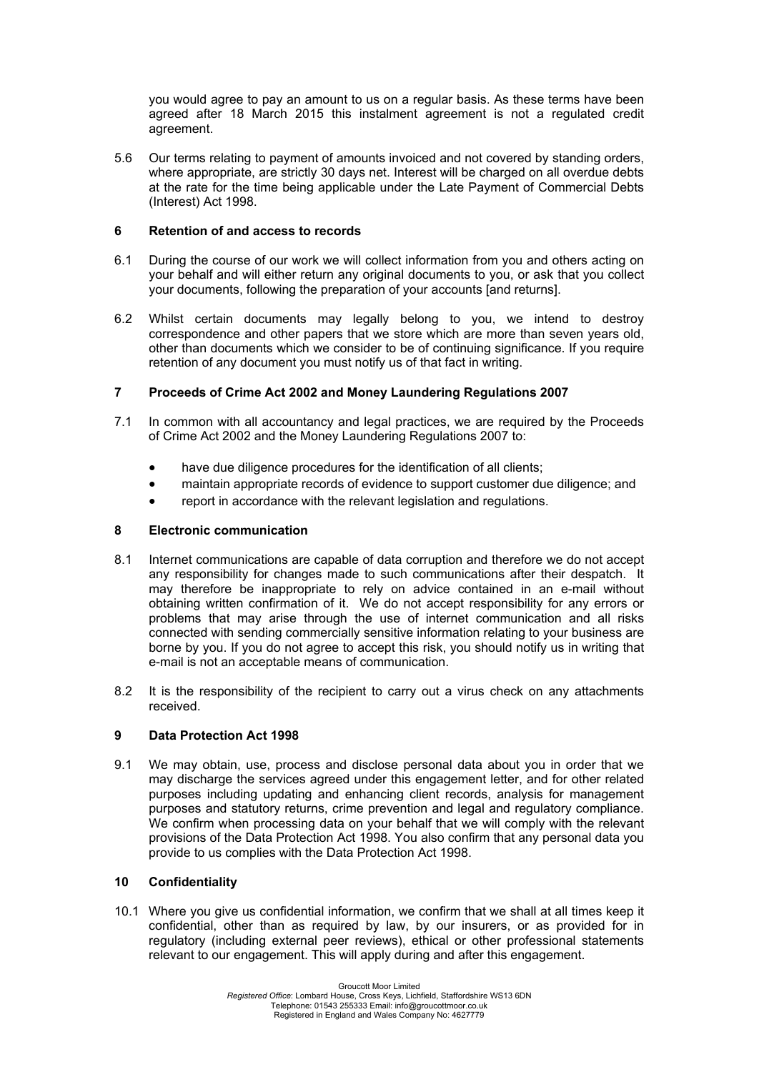you would agree to pay an amount to us on a regular basis. As these terms have been agreed after 18 March 2015 this instalment agreement is not a regulated credit agreement.

5.6 Our terms relating to payment of amounts invoiced and not covered by standing orders, where appropriate, are strictly 30 days net. Interest will be charged on all overdue debts at the rate for the time being applicable under the Late Payment of Commercial Debts (Interest) Act 1998.

## 6 Retention of and access to records

6.1 During the course of our work we will collect information from you and others acting on your behalf and will either return any original documents to you, or ask that you collect your documents, following the preparation of your accounts [and returns].

6.2 Whilst certain documents may legally belong to you, we intend to destroy correspondence and other papers that we store which are more than seven years old, other than documents which we consider to be of continuing significance. If you require retention of any document you must notify us of that fact in writing.

## 7 Proceeds of Crime Act 2002 and Money Laundering Regulations 2007

7.1 In common with all accountancy and legal practices, we are required by the Proceeds of Crime Act 2002 and the Money Laundering Regulations 2007 to:

- have due diligence procedures for the identification of all clients;
- maintain appropriate records of evidence to support customer due diligence; and
- report in accordance with the relevant legislation and regulations.

## 8 Electronic communication

8.1 Internet communications are capable of data corruption and therefore we do not accept any responsibility for changes made to such communications after their despatch. It may therefore be inappropriate to rely on advice contained in an e-mail without obtaining written confirmation of it. We do not accept responsibility for any errors or problems that may arise through the use of internet communication and all risks connected with sending commercially sensitive information relating to your business are borne by you. If you do not agree to accept this risk, you should notify us in writing that e-mail is not an acceptable means of communication.

8.2 It is the responsibility of the recipient to carry out a virus check on any attachments received.

## 9 Data Protection Act 1998

9.1 We may obtain, use, process and disclose personal data about you in order that we may discharge the services agreed under this engagement letter, and for other related purposes including updating and enhancing client records, analysis for management purposes and statutory returns, crime prevention and legal and regulatory compliance. We confirm when processing data on your behalf that we will comply with the relevant provisions of the Data Protection Act 1998. You also confirm that any personal data you provide to us complies with the Data Protection Act 1998.

## 10 Confidentiality

10.1 Where you give us confidential information, we confirm that we shall at all times keep it confidential, other than as required by law, by our insurers, or as provided for in regulatory (including external peer reviews), ethical or other professional statements relevant to our engagement. This will apply during and after this engagement.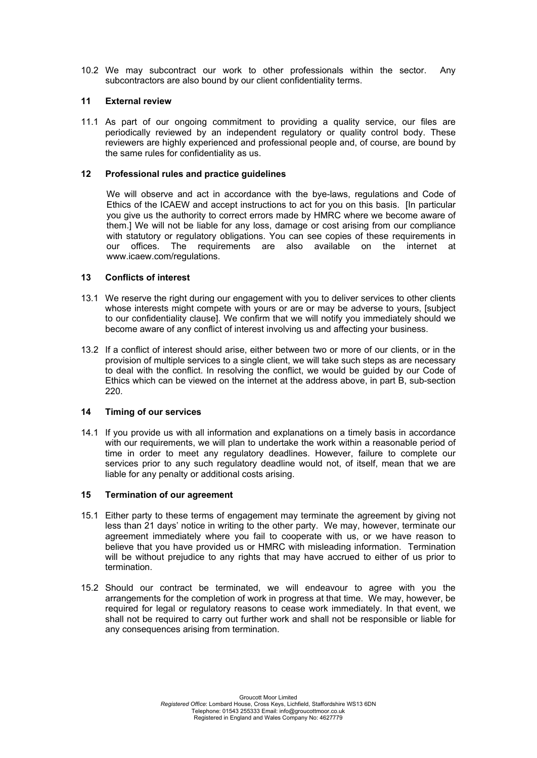10.2 We may subcontract our work to other professionals within the sector. Any subcontractors are also bound by our client confidentiality terms.

## 11 External review

11.1 As part of our ongoing commitment to providing a quality service, our files are periodically reviewed by an independent regulatory or quality control body. These reviewers are highly experienced and professional people and, of course, are bound by the same rules for confidentiality as us.

## 12 Professional rules and practice guidelines

We will observe and act in accordance with the bye-laws, regulations and Code of Ethics of the ICAEW and accept instructions to act for you on this basis. [In particular you give us the authority to correct errors made by HMRC where we become aware of them.] We will not be liable for any loss, damage or cost arising from our compliance with statutory or regulatory obligations. You can see copies of these requirements in our offices. The requirements are also available on the internet at www.icaew.com/regulations.

## 13 Conflicts of interest

13.1 We reserve the right during our engagement with you to deliver services to other clients whose interests might compete with yours or are or may be adverse to yours, [subject to our confidentiality clause]. We confirm that we will notify you immediately should we become aware of any conflict of interest involving us and affecting your business.

13.2 If a conflict of interest should arise, either between two or more of our clients, or in the provision of multiple services to a single client, we will take such steps as are necessary to deal with the conflict. In resolving the conflict, we would be guided by our Code of Ethics which can be viewed on the internet at the address above, in part B, sub-section 220.

## 14 Timing of our services

14.1 If you provide us with all information and explanations on a timely basis in accordance with our requirements, we will plan to undertake the work within a reasonable period of time in order to meet any regulatory deadlines. However, failure to complete our services prior to any such regulatory deadline would not, of itself, mean that we are liable for any penalty or additional costs arising.

## 15 Termination of our agreement

15.1 Either party to these terms of engagement may terminate the agreement by giving not less than 21 days' notice in writing to the other party. We may, however, terminate our agreement immediately where you fail to cooperate with us, or we have reason to believe that you have provided us or HMRC with misleading information. Termination will be without prejudice to any rights that may have accrued to either of us prior to termination.

15.2 Should our contract be terminated, we will endeavour to agree with you the arrangements for the completion of work in progress at that time. We may, however, be required for legal or regulatory reasons to cease work immediately. In that event, we shall not be required to carry out further work and shall not be responsible or liable for any consequences arising from termination.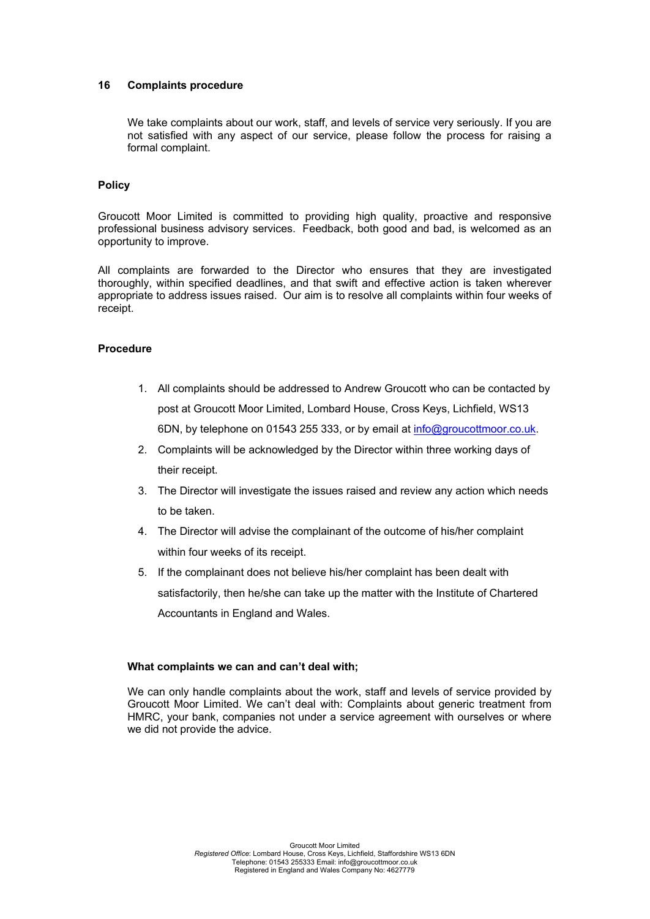## 16 Complaints procedure

We take complaints about our work, staff, and levels of service very seriously. If you are not satisfied with any aspect of our service, please follow the process for raising a formal complaint.

### Policy

Groucott Moor Limited is committed to providing high quality, proactive and responsive professional business advisory services. Feedback, both good and bad, is welcomed as an opportunity to improve.

All complaints are forwarded to the Director who ensures that they are investigated thoroughly, within specified deadlines, and that swift and effective action is taken wherever appropriate to address issues raised. Our aim is to resolve all complaints within four weeks of receipt.

### Procedure

1. All complaints should be addressed to Andrew Groucott who can be contacted by post at Groucott Moor Limited, Lombard House, Cross Keys, Lichfield, WS13 6DN, by telephone on 01543 255 333, or by email at info@groucottmoor.co.uk.
2. Complaints will be acknowledged by the Director within three working days of their receipt.
3. The Director will investigate the issues raised and review any action which needs to be taken.
4. The Director will advise the complainant of the outcome of his/her complaint within four weeks of its receipt.
5. If the complainant does not believe his/her complaint has been dealt with satisfactorily, then he/she can take up the matter with the Institute of Chartered Accountants in England and Wales.

### What complaints we can and can't deal with;

We can only handle complaints about the work, staff and levels of service provided by Groucott Moor Limited. We can't deal with: Complaints about generic treatment from HMRC, your bank, companies not under a service agreement with ourselves or where we did not provide the advice.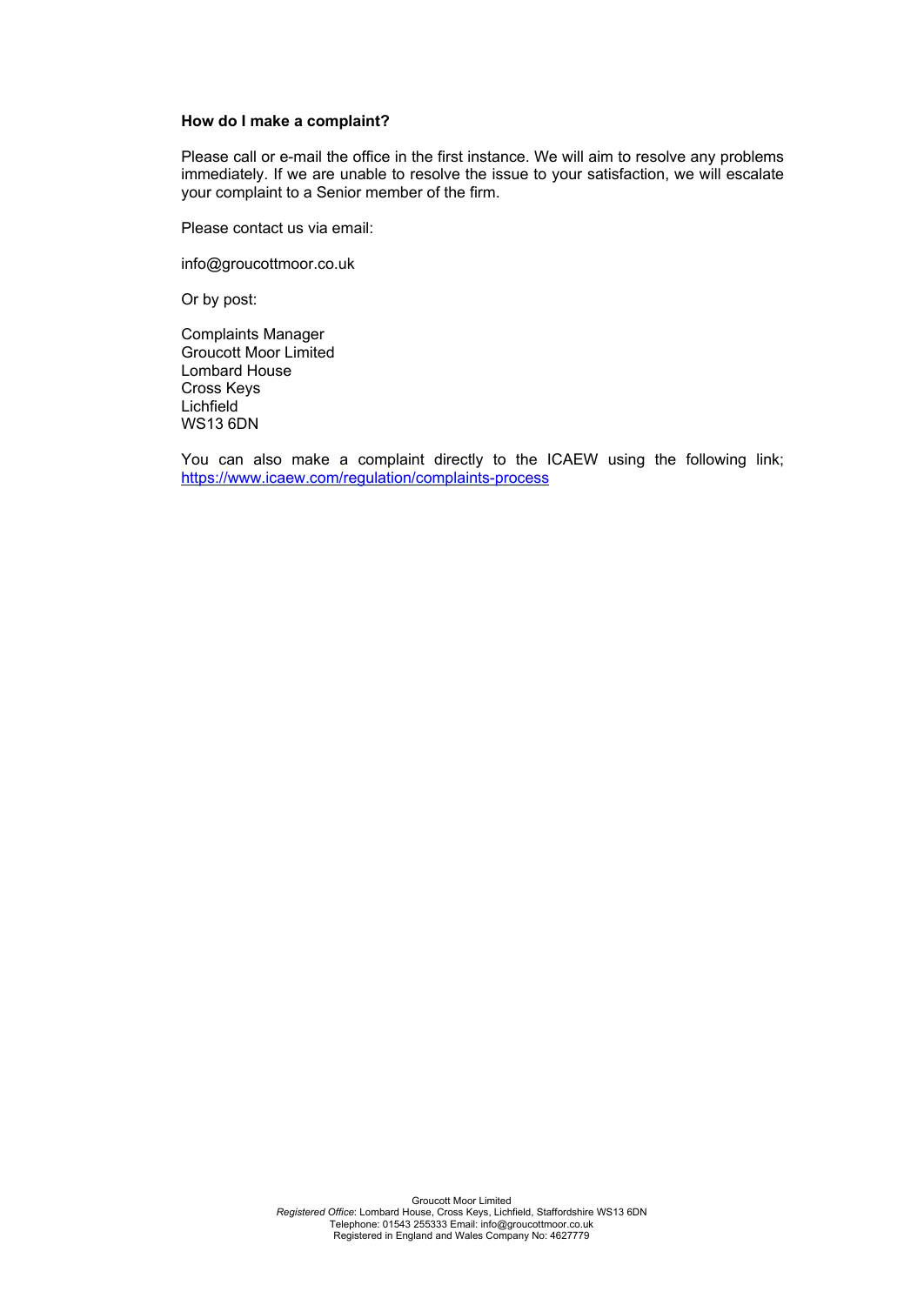**How do I make a complaint?**

Please call or e-mail the office in the first instance. We will aim to resolve any problems immediately. If we are unable to resolve the issue to your satisfaction, we will escalate your complaint to a Senior member of the firm.

Please contact us via email:

info@groucottmoor.co.uk

Or by post:

Complaints Manager
Groucott Moor Limited
Lombard House
Cross Keys
Lichfield
WS13 6DN

You can also make a complaint directly to the ICAEW using the following link; https://www.icaew.com/regulation/complaints-process

Groucott Moor Limited
*Registered Office:* Lombard House, Cross Keys, Lichfield, Staffordshire WS13 6DN
Telephone: 01543 255333 Email: info@groucottmoor.co.uk
Registered in England and Wales Company No: 4627779